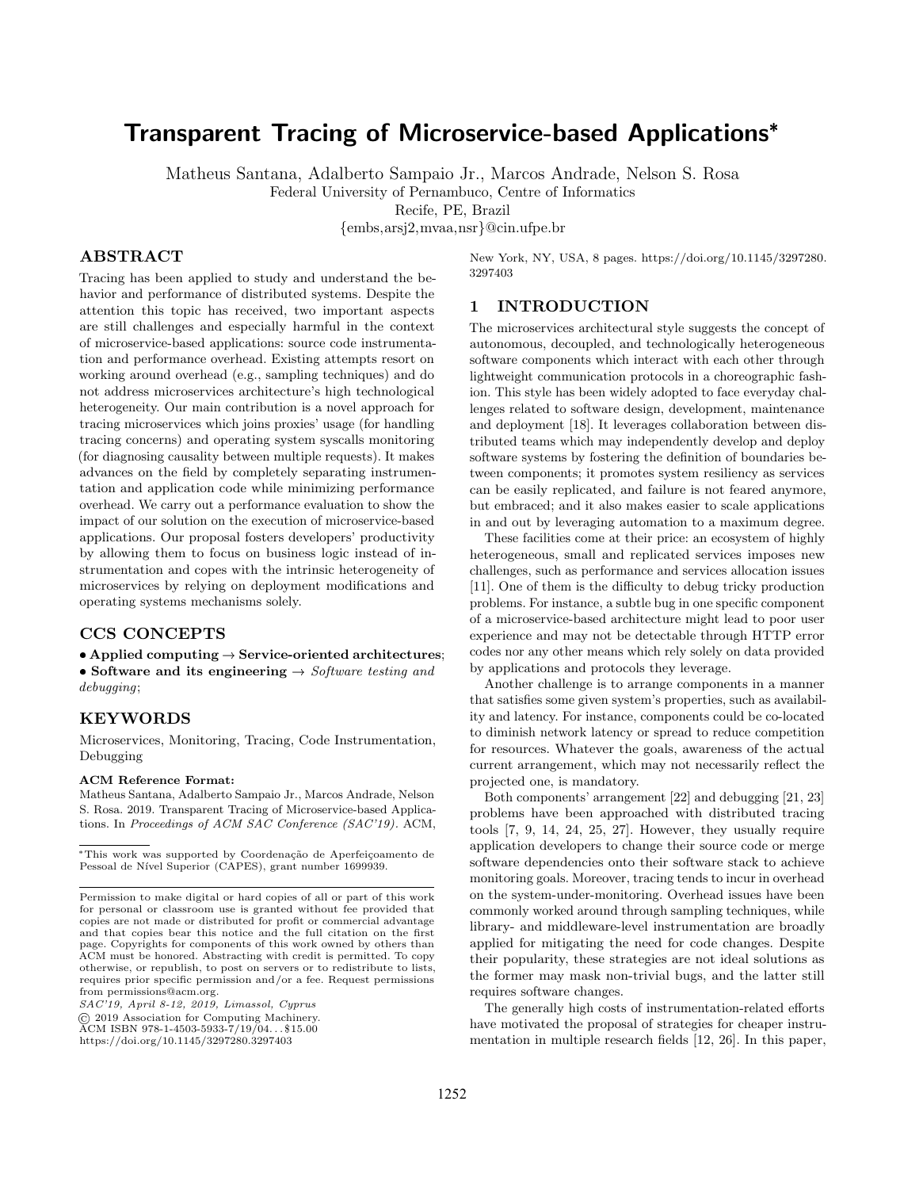# Transparent Tracing of Microservice-based Applications*

Matheus Santana, Adalberto Sampaio Jr., Marcos Andrade, Nelson S. Rosa
Federal University of Pernambuco, Centre of Informatics
Recife, PE, Brazil
{embs,arsj2,mvaa,nsr}@cin.ufpe.br

## ABSTRACT

Tracing has been applied to study and understand the behavior and performance of distributed systems. Despite the attention this topic has received, two important aspects are still challenges and especially harmful in the context of microservice-based applications: source code instrumentation and performance overhead. Existing attempts resort on working around overhead (e.g., sampling techniques) and do not address microservices architecture's high technological heterogeneity. Our main contribution is a novel approach for tracing microservices which joins proxies' usage (for handling tracing concerns) and operating system syscalls monitoring (for diagnosing causality between multiple requests). It makes advances on the field by completely separating instrumentation and application code while minimizing performance overhead. We carry out a performance evaluation to show the impact of our solution on the execution of microservice-based applications. Our proposal fosters developers' productivity by allowing them to focus on business logic instead of instrumentation and copes with the intrinsic heterogeneity of microservices by relying on deployment modifications and operating systems mechanisms solely.

## CCS CONCEPTS

• **Applied computing** → **Service-oriented architectures**;
• **Software and its engineering** → *Software testing and debugging*;

## KEYWORDS

Microservices, Monitoring, Tracing, Code Instrumentation, Debugging

**ACM Reference Format:**
Matheus Santana, Adalberto Sampaio Jr., Marcos Andrade, Nelson S. Rosa. 2019. Transparent Tracing of Microservice-based Applications. In *Proceedings of ACM SAC Conference (SAC'19)*. ACM, New York, NY, USA, 8 pages. https://doi.org/10.1145/3297280.3297403

*This work was supported by Coordenação de Aperfeiçoamento de Pessoal de Nível Superior (CAPES), grant number 1699939.

Permission to make digital or hard copies of all or part of this work for personal or classroom use is granted without fee provided that copies are not made or distributed for profit or commercial advantage and that copies bear this notice and the full citation on the first page. Copyrights for components of this work owned by others than ACM must be honored. Abstracting with credit is permitted. To copy otherwise, or republish, to post on servers or to redistribute to lists, requires prior specific permission and/or a fee. Request permissions from permissions@acm.org.
*SAC'19, April 8-12, 2019, Limassol, Cyprus*
© 2019 Association for Computing Machinery.
ACM ISBN 978-1-4503-5933-7/19/04. . . $15.00
https://doi.org/10.1145/3297280.3297403

## 1 INTRODUCTION

The microservices architectural style suggests the concept of autonomous, decoupled, and technologically heterogeneous software components which interact with each other through lightweight communication protocols in a choreographic fashion. This style has been widely adopted to face everyday challenges related to software design, development, maintenance and deployment [18]. It leverages collaboration between distributed teams which may independently develop and deploy software systems by fostering the definition of boundaries between components; it promotes system resiliency as services can be easily replicated, and failure is not feared anymore, but embraced; and it also makes easier to scale applications in and out by leveraging automation to a maximum degree.

These facilities come at their price: an ecosystem of highly heterogeneous, small and replicated services imposes new challenges, such as performance and services allocation issues [11]. One of them is the difficulty to debug tricky production problems. For instance, a subtle bug in one specific component of a microservice-based architecture might lead to poor user experience and may not be detectable through HTTP error codes nor any other means which rely solely on data provided by applications and protocols they leverage.

Another challenge is to arrange components in a manner that satisfies some given system's properties, such as availability and latency. For instance, components could be co-located to diminish network latency or spread to reduce competition for resources. Whatever the goals, awareness of the actual current arrangement, which may not necessarily reflect the projected one, is mandatory.

Both components' arrangement [22] and debugging [21, 23] problems have been approached with distributed tracing tools [7, 9, 14, 24, 25, 27]. However, they usually require application developers to change their source code or merge software dependencies onto their software stack to achieve monitoring goals. Moreover, tracing tends to incur in overhead on the system-under-monitoring. Overhead issues have been commonly worked around through sampling techniques, while library- and middleware-level instrumentation are broadly applied for mitigating the need for code changes. Despite their popularity, these strategies are not ideal solutions as the former may mask non-trivial bugs, and the latter still requires software changes.

The generally high costs of instrumentation-related efforts have motivated the proposal of strategies for cheaper instrumentation in multiple research fields [12, 26]. In this paper,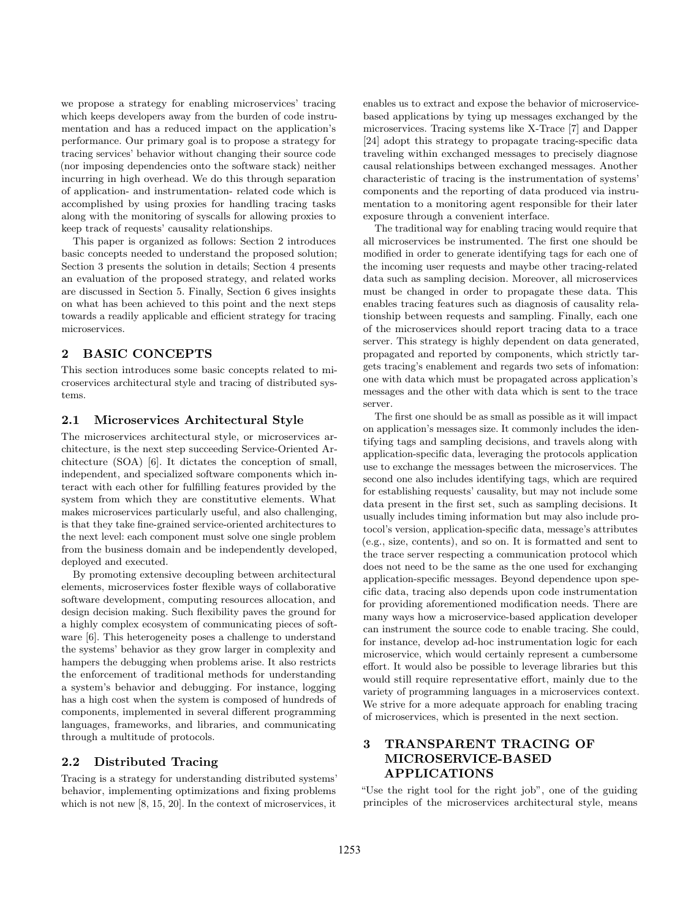we propose a strategy for enabling microservices' tracing which keeps developers away from the burden of code instrumentation and has a reduced impact on the application's performance. Our primary goal is to propose a strategy for tracing services' behavior without changing their source code (nor imposing dependencies onto the software stack) neither incurring in high overhead. We do this through separation of application- and instrumentation- related code which is accomplished by using proxies for handling tracing tasks along with the monitoring of syscalls for allowing proxies to keep track of requests' causality relationships.

This paper is organized as follows: Section 2 introduces basic concepts needed to understand the proposed solution; Section 3 presents the solution in details; Section 4 presents an evaluation of the proposed strategy, and related works are discussed in Section 5. Finally, Section 6 gives insights on what has been achieved to this point and the next steps towards a readily applicable and efficient strategy for tracing microservices.

## 2 BASIC CONCEPTS

This section introduces some basic concepts related to microservices architectural style and tracing of distributed systems.

### 2.1 Microservices Architectural Style

The microservices architectural style, or microservices architecture, is the next step succeeding Service-Oriented Architecture (SOA) [6]. It dictates the conception of small, independent, and specialized software components which interact with each other for fulfilling features provided by the system from which they are constitutive elements. What makes microservices particularly useful, and also challenging, is that they take fine-grained service-oriented architectures to the next level: each component must solve one single problem from the business domain and be independently developed, deployed and executed.

By promoting extensive decoupling between architectural elements, microservices foster flexible ways of collaborative software development, computing resources allocation, and design decision making. Such flexibility paves the ground for a highly complex ecosystem of communicating pieces of software [6]. This heterogeneity poses a challenge to understand the systems' behavior as they grow larger in complexity and hampers the debugging when problems arise. It also restricts the enforcement of traditional methods for understanding a system's behavior and debugging. For instance, logging has a high cost when the system is composed of hundreds of components, implemented in several different programming languages, frameworks, and libraries, and communicating through a multitude of protocols.

### 2.2 Distributed Tracing

Tracing is a strategy for understanding distributed systems' behavior, implementing optimizations and fixing problems which is not new [8, 15, 20]. In the context of microservices, it enables us to extract and expose the behavior of microservice-based applications by tying up messages exchanged by the microservices. Tracing systems like X-Trace [7] and Dapper [24] adopt this strategy to propagate tracing-specific data traveling within exchanged messages to precisely diagnose causal relationships between exchanged messages. Another characteristic of tracing is the instrumentation of systems' components and the reporting of data produced via instrumentation to a monitoring agent responsible for their later exposure through a convenient interface.

The traditional way for enabling tracing would require that all microservices be instrumented. The first one should be modified in order to generate identifying tags for each one of the incoming user requests and maybe other tracing-related data such as sampling decision. Moreover, all microservices must be changed in order to propagate these data. This enables tracing features such as diagnosis of causality relationship between requests and sampling. Finally, each one of the microservices should report tracing data to a trace server. This strategy is highly dependent on data generated, propagated and reported by components, which strictly targets tracing's enablement and regards two sets of infomation: one with data which must be propagated across application's messages and the other with data which is sent to the trace server.

The first one should be as small as possible as it will impact on application's messages size. It commonly includes the identifying tags and sampling decisions, and travels along with application-specific data, leveraging the protocols application use to exchange the messages between the microservices. The second one also includes identifying tags, which are required for establishing requests' causality, but may not include some data present in the first set, such as sampling decisions. It usually includes timing information but may also include protocol's version, application-specific data, message's attributes (e.g., size, contents), and so on. It is formatted and sent to the trace server respecting a communication protocol which does not need to be the same as the one used for exchanging application-specific messages. Beyond dependence upon specific data, tracing also depends upon code instrumentation for providing aforementioned modification needs. There are many ways how a microservice-based application developer can instrument the source code to enable tracing. She could, for instance, develop ad-hoc instrumentation logic for each microservice, which would certainly represent a cumbersome effort. It would also be possible to leverage libraries but this would still require representative effort, mainly due to the variety of programming languages in a microservices context. We strive for a more adequate approach for enabling tracing of microservices, which is presented in the next section.

## 3 TRANSPARENT TRACING OF MICROSERVICE-BASED APPLICATIONS

"Use the right tool for the right job", one of the guiding principles of the microservices architectural style, means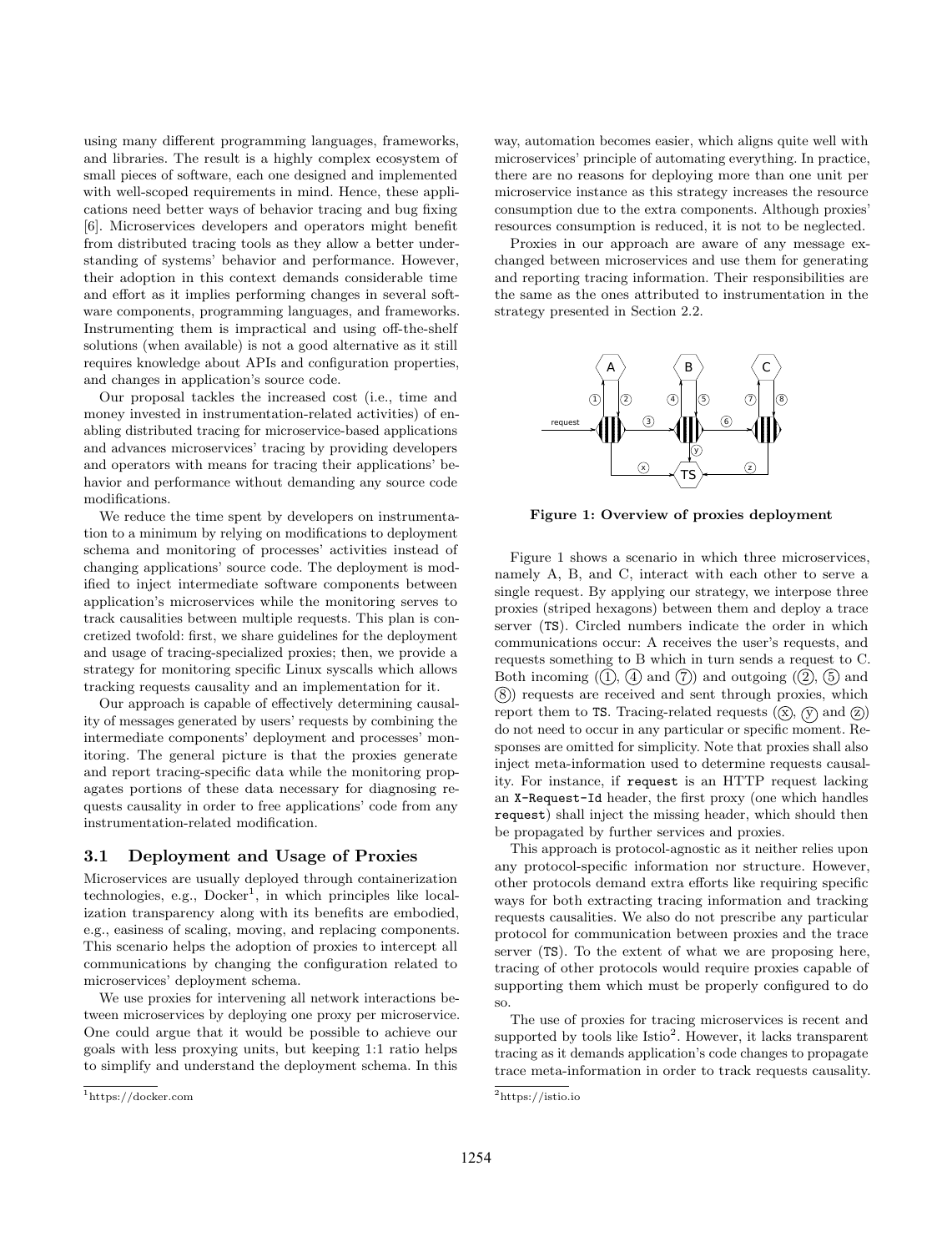using many different programming languages, frameworks, and libraries. The result is a highly complex ecosystem of small pieces of software, each one designed and implemented with well-scoped requirements in mind. Hence, these applications need better ways of behavior tracing and bug fixing [6]. Microservices developers and operators might benefit from distributed tracing tools as they allow a better understanding of systems' behavior and performance. However, their adoption in this context demands considerable time and effort as it implies performing changes in several software components, programming languages, and frameworks. Instrumenting them is impractical and using off-the-shelf solutions (when available) is not a good alternative as it still requires knowledge about APIs and configuration properties, and changes in application's source code.

Our proposal tackles the increased cost (i.e., time and money invested in instrumentation-related activities) of enabling distributed tracing for microservice-based applications and advances microservices' tracing by providing developers and operators with means for tracing their applications' behavior and performance without demanding any source code modifications.

We reduce the time spent by developers on instrumentation to a minimum by relying on modifications to deployment schema and monitoring of processes' activities instead of changing applications' source code. The deployment is modified to inject intermediate software components between application's microservices while the monitoring serves to track causalities between multiple requests. This plan is concretized twofold: first, we share guidelines for the deployment and usage of tracing-specialized proxies; then, we provide a strategy for monitoring specific Linux syscalls which allows tracking requests causality and an implementation for it.

Our approach is capable of effectively determining causality of messages generated by users' requests by combining the intermediate components' deployment and processes' monitoring. The general picture is that the proxies generate and report tracing-specific data while the monitoring propagates portions of these data necessary for diagnosing requests causality in order to free applications' code from any instrumentation-related modification.

### 3.1 Deployment and Usage of Proxies

Microservices are usually deployed through containerization technologies, e.g., Docker[1], in which principles like localization transparency along with its benefits are embodied, e.g., easiness of scaling, moving, and replacing components. This scenario helps the adoption of proxies to intercept all communications by changing the configuration related to microservices' deployment schema.

We use proxies for intervening all network interactions between microservices by deploying one proxy per microservice. One could argue that it would be possible to achieve our goals with less proxying units, but keeping 1:1 ratio helps to simplify and understand the deployment schema. In this way, automation becomes easier, which aligns quite well with microservices' principle of automating everything. In practice, there are no reasons for deploying more than one unit per microservice instance as this strategy increases the resource consumption due to the extra components. Although proxies' resources consumption is reduced, it is not to be neglected.

Proxies in our approach are aware of any message exchanged between microservices and use them for generating and reporting tracing information. Their responsibilities are the same as the ones attributed to instrumentation in the strategy presented in Section 2.2.

**Figure 1: Overview of proxies deployment**

Figure 1 shows a scenario in which three microservices, namely A, B, and C, interact with each other to serve a single request. By applying our strategy, we interpose three proxies (striped hexagons) between them and deploy a trace server (`TS`). Circled numbers indicate the order in which communications occur: A receives the user's requests, and requests something to B which in turn sends a request to C. Both incoming (①, ④ and ⑦) and outgoing (②, ⑤ and ⑧) requests are received and sent through proxies, which report them to `TS`. Tracing-related requests (ⓧ, ⓨ and ⓩ) do not need to occur in any particular or specific moment. Responses are omitted for simplicity. Note that proxies shall also inject meta-information used to determine requests causality. For instance, if `request` is an HTTP request lacking an `X-Request-Id` header, the first proxy (one which handles `request`) shall inject the missing header, which should then be propagated by further services and proxies.

This approach is protocol-agnostic as it neither relies upon any protocol-specific information nor structure. However, other protocols demand extra efforts like requiring specific ways for both extracting tracing information and tracking requests causalities. We also do not prescribe any particular protocol for communication between proxies and the trace server (`TS`). To the extent of what we are proposing here, tracing of other protocols would require proxies capable of supporting them which must be properly configured to do so.

The use of proxies for tracing microservices is recent and supported by tools like Istio[2]. However, it lacks transparent tracing as it demands application's code changes to propagate trace meta-information in order to track requests causality.

[1] https://docker.com

[2] https://istio.io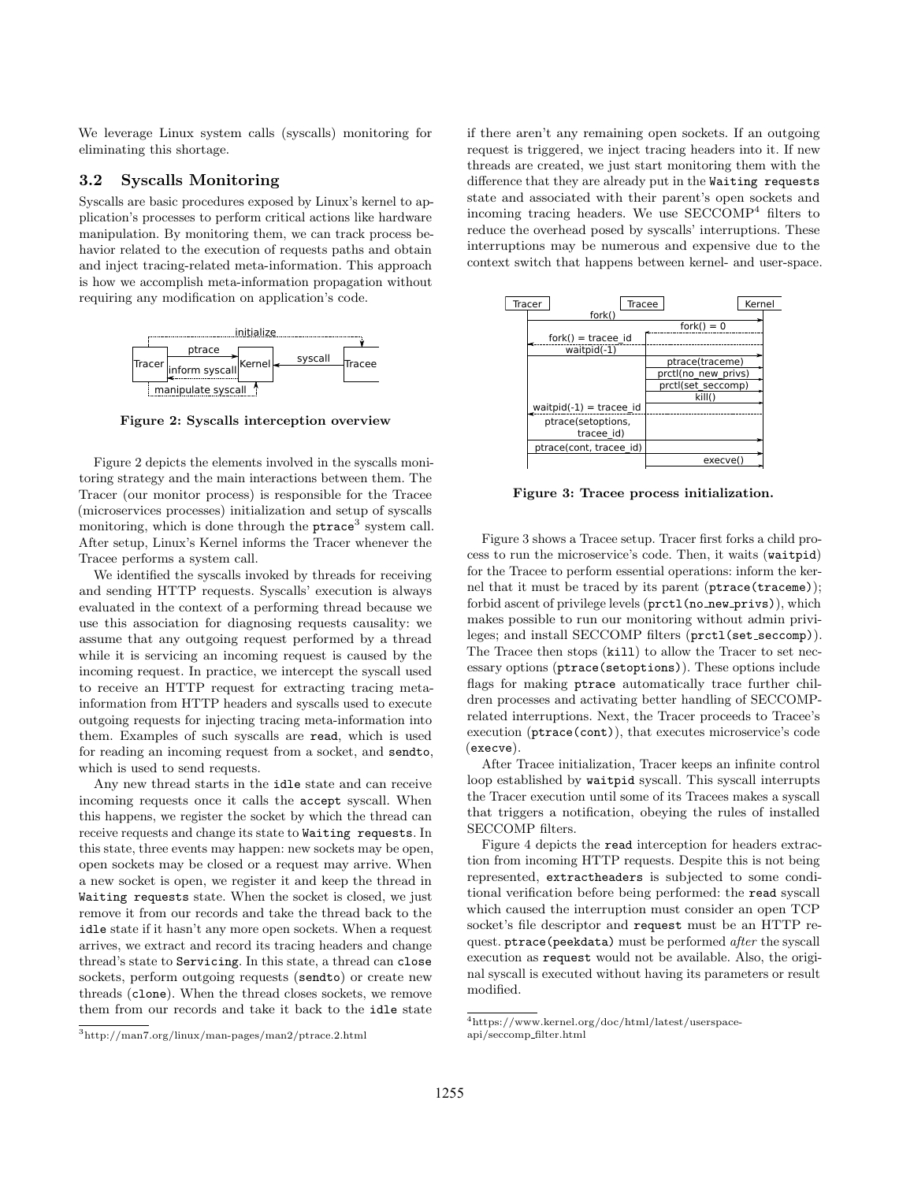We leverage Linux system calls (syscalls) monitoring for eliminating this shortage.

### 3.2 Syscalls Monitoring

Syscalls are basic procedures exposed by Linux's kernel to application's processes to perform critical actions like hardware manipulation. By monitoring them, we can track process behavior related to the execution of requests paths and obtain and inject tracing-related meta-information. This approach is how we accomplish meta-information propagation without requiring any modification on application's code.

**Figure 2: Syscalls interception overview**

Figure 2 depicts the elements involved in the syscalls monitoring strategy and the main interactions between them. The Tracer (our monitor process) is responsible for the Tracee (microservices processes) initialization and setup of syscalls monitoring, which is done through the `ptrace`[3] system call. After setup, Linux's Kernel informs the Tracer whenever the Tracee performs a system call.

We identified the syscalls invoked by threads for receiving and sending HTTP requests. Syscalls' execution is always evaluated in the context of a performing thread because we use this association for diagnosing requests causality: we assume that any outgoing request performed by a thread while it is servicing an incoming request is caused by the incoming request. In practice, we intercept the syscall used to receive an HTTP request for extracting tracing meta-information from HTTP headers and syscalls used to execute outgoing requests for injecting tracing meta-information into them. Examples of such syscalls are `read`, which is used for reading an incoming request from a socket, and `sendto`, which is used to send requests.

Any new thread starts in the `idle` state and can receive incoming requests once it calls the `accept` syscall. When this happens, we register the socket by which the thread can receive requests and change its state to `Waiting requests`. In this state, three events may happen: new sockets may be open, open sockets may be closed or a request may arrive. When a new socket is open, we register it and keep the thread in `Waiting requests` state. When the socket is closed, we just remove it from our records and take the thread back to the `idle` state if it hasn't any more open sockets. When a request arrives, we extract and record its tracing headers and change thread's state to `Servicing`. In this state, a thread can `close` sockets, perform outgoing requests (`sendto`) or create new threads (`clone`). When the thread closes sockets, we remove them from our records and take it back to the `idle` state if there aren't any remaining open sockets. If an outgoing request is triggered, we inject tracing headers into it. If new threads are created, we just start monitoring them with the difference that they are already put in the `Waiting requests` state and associated with their parent's open sockets and incoming tracing headers. We use SECCOMP[4] filters to reduce the overhead posed by syscalls' interruptions. These interruptions may be numerous and expensive due to the context switch that happens between kernel- and user-space.

**Figure 3: Tracee process initialization.**

Figure 3 shows a Tracee setup. Tracer first forks a child process to run the microservice's code. Then, it waits (`waitpid`) for the Tracee to perform essential operations: inform the kernel that it must be traced by its parent (`ptrace(traceme)`); forbid ascent of privilege levels (`prctl(no_new_privs)`), which makes possible to run our monitoring without admin privileges; and install SECCOMP filters (`prctl(set_seccomp)`). The Tracee then stops (`kill`) to allow the Tracer to set necessary options (`ptrace(setoptions)`). These options include flags for making `ptrace` automatically trace further children processes and activating better handling of SECCOMP-related interruptions. Next, the Tracer proceeds to Tracee's execution (`ptrace(cont)`), that executes microservice's code (`execve`).

After Tracee initialization, Tracer keeps an infinite control loop established by `waitpid` syscall. This syscall interrupts the Tracer execution until some of its Tracees makes a syscall that triggers a notification, obeying the rules of installed SECCOMP filters.

Figure 4 depicts the `read` interception for headers extraction from incoming HTTP requests. Despite this is not being represented, `extractheaders` is subjected to some conditional verification before being performed: the `read` syscall which caused the interruption must consider an open TCP socket's file descriptor and `request` must be an HTTP request. `ptrace(peekdata)` must be performed *after* the syscall execution as `request` would not be available. Also, the original syscall is executed without having its parameters or result modified.

[3]http://man7.org/linux/man-pages/man2/ptrace.2.html

[4]https://www.kernel.org/doc/html/latest/userspace-api/seccomp_filter.html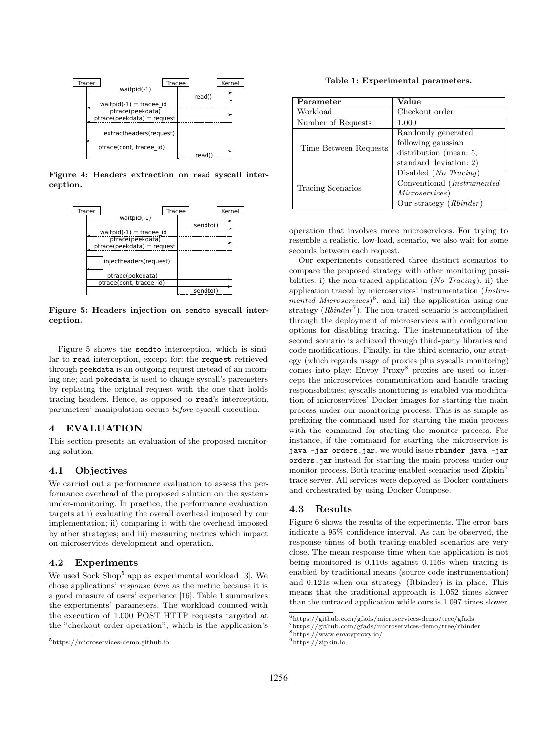Figure 4: Headers extraction on `read` syscall interception.

Figure 5: Headers injection on `sendto` syscall interception.

Figure 5 shows the `sendto` interception, which is similar to `read` interception, except for: the `request` retrieved through `peekdata` is an outgoing request instead of an incoming one; and `pokedata` is used to change syscall's paremeters by replacing the original request with the one that holds tracing headers. Hence, as opposed to `read`'s interception, parameters' manipulation occurs *before* syscall execution.

## 4 EVALUATION

This section presents an evaluation of the proposed monitoring solution.

### 4.1 Objectives

We carried out a performance evaluation to assess the performance overhead of the proposed solution on the system-under-monitoring. In practice, the performance evaluation targets at i) evaluating the overall overhead imposed by our implementation; ii) comparing it with the overhead imposed by other strategies; and iii) measuring metrics which impact on microservices development and operation.

### 4.2 Experiments

We used Sock Shop[5] app as experimental workload [3]. We chose applications' *response time* as the metric because it is a good measure of users' experience [16]. Table 1 summarizes the experiments' parameters. The workload counted with the execution of 1.000 POST HTTP requests targeted at the "checkout order operation", which is the application's operation that involves more microservices. For trying to resemble a realistic, low-load, scenario, we also wait for some seconds between each request.

**Table 1: Experimental parameters.**

| Parameter | Value |
|---|---|
| Workload | Checkout order |
| Number of Requests | 1.000 |
| Time Between Requests | Randomly generated following gaussian distribution (mean: 5, standard deviation: 2) |
| Tracing Scenarios | Disabled (*No Tracing*)<br>Conventional (*Instrumented Microservices*)<br>Our strategy (*Rbinder*) |

Our experiments considered three distinct scenarios to compare the proposed strategy with other monitoring possibilities: i) the non-traced application (*No Tracing*), ii) the application traced by microservices' instrumentation (*Instrumented Microservices*)[6], and iii) the application using our strategy (*Rbinder*[7]). The non-traced scenario is accomplished through the deployment of microservices with configuration options for disabling tracing. The instrumentation of the second scenario is achieved through third-party libraries and code modifications. Finally, in the third scenario, our strategy (which regards usage of proxies plus syscalls monitoring) comes into play: Envoy Proxy[8] proxies are used to intercept the microservices communication and handle tracing responsibilities; syscalls monitoring is enabled via modification of microservices' Docker images for starting the main process under our monitoring process. This is as simple as prefixing the command used for starting the main process with the command for starting the monitor process. For instance, if the command for starting the microservice is `java -jar orders.jar`, we would issue `rbinder java -jar orders.jar` instead for starting the main process under our monitor process. Both tracing-enabled scenarios used Zipkin[9] trace server. All services were deployed as Docker containers and orchestrated by using Docker Compose.

### 4.3 Results

Figure 6 shows the results of the experiments. The error bars indicate a 95% confidence interval. As can be observed, the response times of both tracing-enabled scenarios are very close. The mean response time when the application is not being monitored is 0.110s against 0.116s when tracing is enabled by traditional means (source code instrumentation) and 0.121s when our strategy (Rbinder) is in place. This means that the traditional approach is 1.052 times slower than the untraced application while ours is 1.097 times slower.

[5] https://microservices-demo.github.io

[6] https://github.com/gfads/microservices-demo/tree/gfads

[7] https://github.com/gfads/microservices-demo/tree/rbinder

[8] https://www.envoyproxy.io/

[9] https://zipkin.io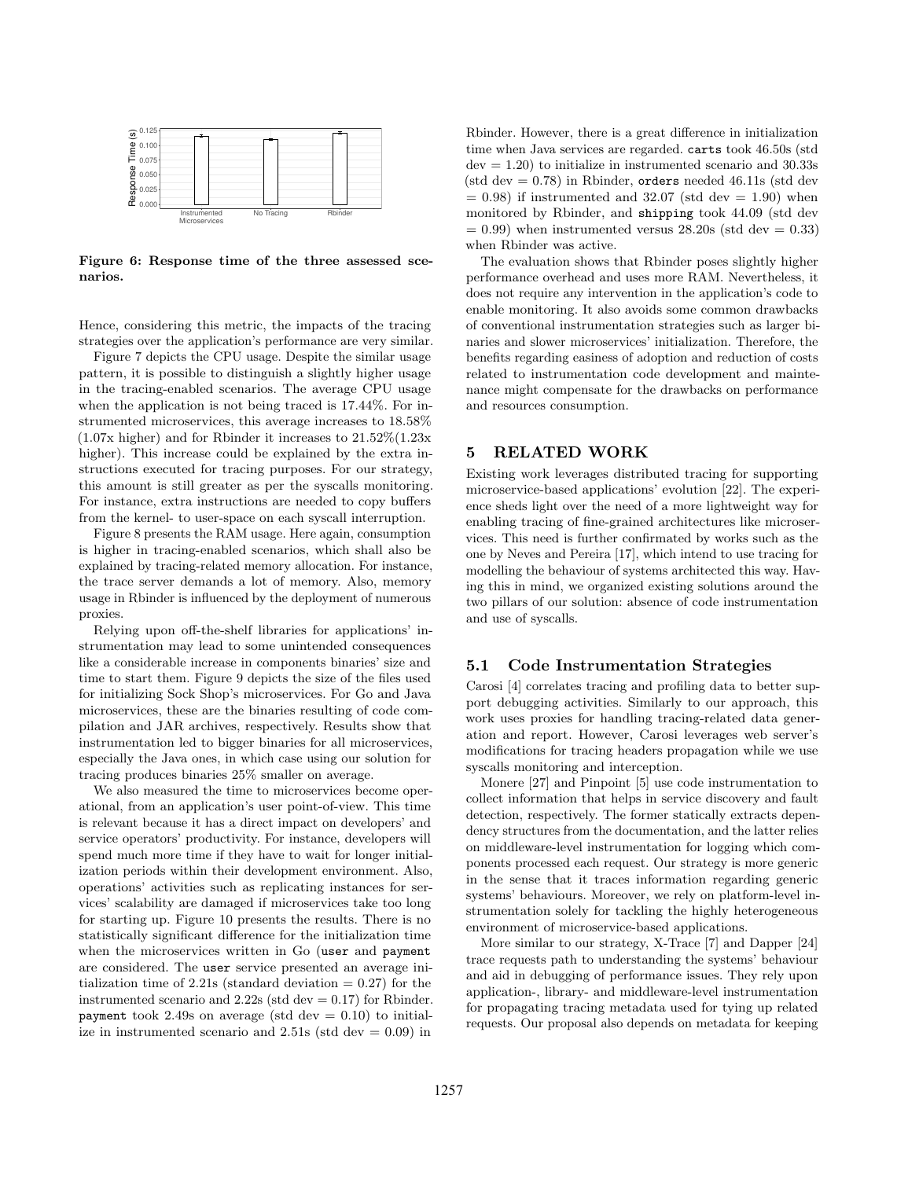Figure 6: Response time of the three assessed scenarios.

Hence, considering this metric, the impacts of the tracing strategies over the application's performance are very similar.

Figure 7 depicts the CPU usage. Despite the similar usage pattern, it is possible to distinguish a slightly higher usage in the tracing-enabled scenarios. The average CPU usage when the application is not being traced is 17.44%. For instrumented microservices, this average increases to 18.58% (1.07x higher) and for Rbinder it increases to 21.52%(1.23x higher). This increase could be explained by the extra instructions executed for tracing purposes. For our strategy, this amount is still greater as per the syscalls monitoring. For instance, extra instructions are needed to copy buffers from the kernel- to user-space on each syscall interruption.

Figure 8 presents the RAM usage. Here again, consumption is higher in tracing-enabled scenarios, which shall also be explained by tracing-related memory allocation. For instance, the trace server demands a lot of memory. Also, memory usage in Rbinder is influenced by the deployment of numerous proxies.

Relying upon off-the-shelf libraries for applications' instrumentation may lead to some unintended consequences like a considerable increase in components binaries' size and time to start them. Figure 9 depicts the size of the files used for initializing Sock Shop's microservices. For Go and Java microservices, these are the binaries resulting of code compilation and JAR archives, respectively. Results show that instrumentation led to bigger binaries for all microservices, especially the Java ones, in which case using our solution for tracing produces binaries 25% smaller on average.

We also measured the time to microservices become operational, from an application's user point-of-view. This time is relevant because it has a direct impact on developers' and service operators' productivity. For instance, developers will spend much more time if they have to wait for longer initialization periods within their development environment. Also, operations' activities such as replicating instances for services' scalability are damaged if microservices take too long for starting up. Figure 10 presents the results. There is no statistically significant difference for the initialization time when the microservices written in Go (`user` and `payment` are considered. The `user` service presented an average initialization time of 2.21s (standard deviation = 0.27) for the instrumented scenario and 2.22s (std dev = 0.17) for Rbinder. `payment` took 2.49s on average (std dev = 0.10) to initialize in instrumented scenario and 2.51s (std dev = 0.09) in Rbinder. However, there is a great difference in initialization time when Java services are regarded. `carts` took 46.50s (std dev = 1.20) to initialize in instrumented scenario and 30.33s (std dev = 0.78) in Rbinder, `orders` needed 46.11s (std dev = 0.98) if instrumented and 32.07 (std dev = 1.90) when monitored by Rbinder, and `shipping` took 44.09 (std dev = 0.99) when instrumented versus 28.20s (std dev = 0.33) when Rbinder was active.

The evaluation shows that Rbinder poses slightly higher performance overhead and uses more RAM. Nevertheless, it does not require any intervention in the application's code to enable monitoring. It also avoids some common drawbacks of conventional instrumentation strategies such as larger binaries and slower microservices' initialization. Therefore, the benefits regarding easiness of adoption and reduction of costs related to instrumentation code development and maintenance might compensate for the drawbacks on performance and resources consumption.

# 5 RELATED WORK

Existing work leverages distributed tracing for supporting microservice-based applications' evolution [22]. The experience sheds light over the need of a more lightweight way for enabling tracing of fine-grained architectures like microservices. This need is further confirmed by works such as the one by Neves and Pereira [17], which intend to use tracing for modelling the behaviour of systems architected this way. Having this in mind, we organized existing solutions around the two pillars of our solution: absence of code instrumentation and use of syscalls.

## 5.1 Code Instrumentation Strategies

Carosi [4] correlates tracing and profiling data to better support debugging activities. Similarly to our approach, this work uses proxies for handling tracing-related data generation and report. However, Carosi leverages web server's modifications for tracing headers propagation while we use syscalls monitoring and interception.

Monere [27] and Pinpoint [5] use code instrumentation to collect information that helps in service discovery and fault detection, respectively. The former statically extracts dependency structures from the documentation, and the latter relies on middleware-level instrumentation for logging which components processed each request. Our strategy is more generic in the sense that it traces information regarding generic systems' behaviours. Moreover, we rely on platform-level instrumentation solely for tackling the highly heterogeneous environment of microservice-based applications.

More similar to our strategy, X-Trace [7] and Dapper [24] trace requests path to understanding the systems' behaviour and aid in debugging of performance issues. They rely upon application-, library- and middleware-level instrumentation for propagating tracing metadata used for tying up related requests. Our proposal also depends on metadata for keeping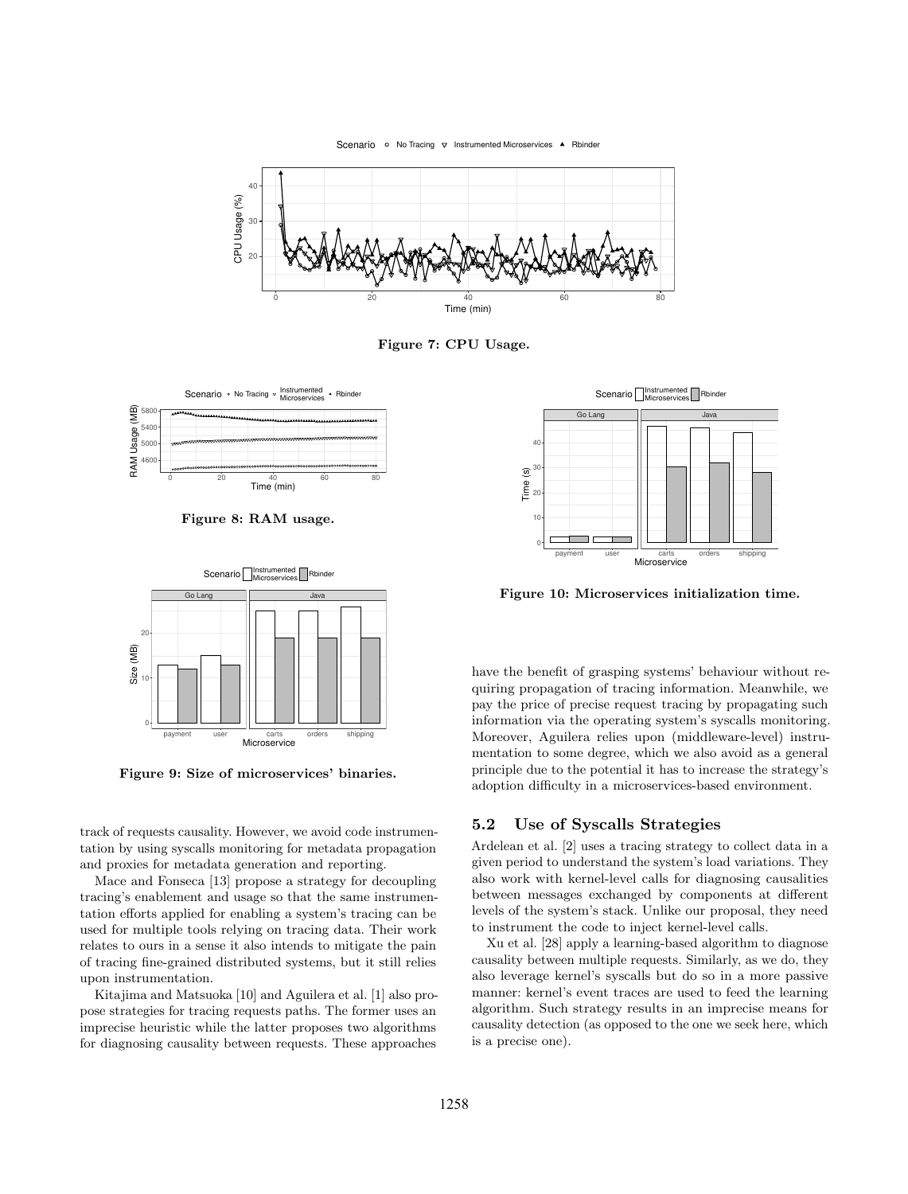Figure 7: CPU Usage.

Figure 8: RAM usage.

Figure 9: Size of microservices' binaries.

Figure 10: Microservices initialization time.

track of requests causality. However, we avoid code instrumentation by using syscalls monitoring for metadata propagation and proxies for metadata generation and reporting.

Mace and Fonseca [13] propose a strategy for decoupling tracing's enablement and usage so that the same instrumentation efforts applied for enabling a system's tracing can be used for multiple tools relying on tracing data. Their work relates to ours in a sense it also intends to mitigate the pain of tracing fine-grained distributed systems, but it still relies upon instrumentation.

Kitajima and Matsuoka [10] and Aguilera et al. [1] also propose strategies for tracing requests paths. The former uses an imprecise heuristic while the latter proposes two algorithms for diagnosing causality between requests. These approaches have the benefit of grasping systems' behaviour without requiring propagation of tracing information. Meanwhile, we pay the price of precise request tracing by propagating such information via the operating system's syscalls monitoring. Moreover, Aguilera relies upon (middleware-level) instrumentation to some degree, which we also avoid as a general principle due to the potential it has to increase the strategy's adoption difficulty in a microservices-based environment.

## 5.2 Use of Syscalls Strategies

Ardelean et al. [2] uses a tracing strategy to collect data in a given period to understand the system's load variations. They also work with kernel-level calls for diagnosing causalities between messages exchanged by components at different levels of the system's stack. Unlike our proposal, they need to instrument the code to inject kernel-level calls.

Xu et al. [28] apply a learning-based algorithm to diagnose causality between multiple requests. Similarly, as we do, they also leverage kernel's syscalls but do so in a more passive manner: kernel's event traces are used to feed the learning algorithm. Such strategy results in an imprecise means for causality detection (as opposed to the one we seek here, which is a precise one).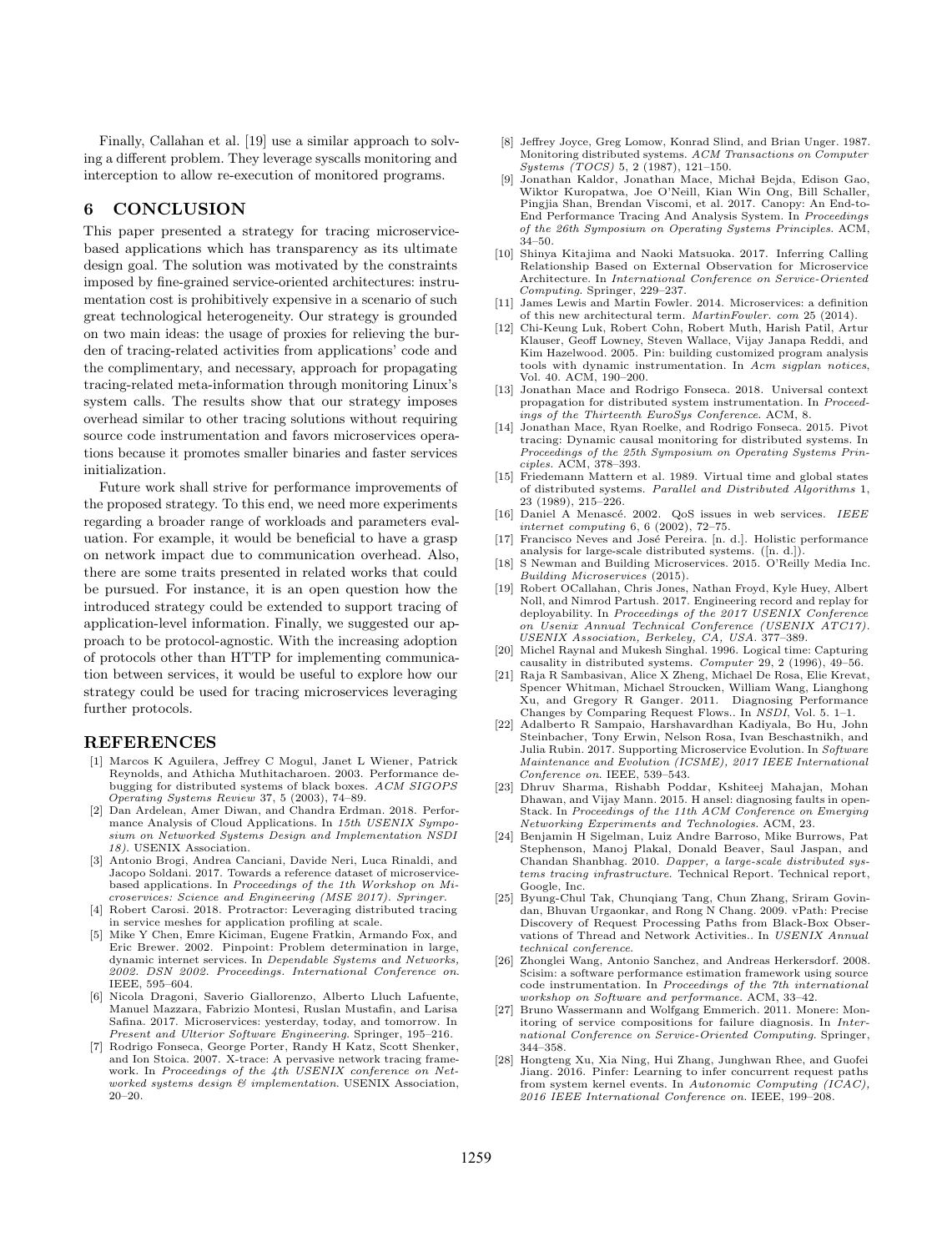Finally, Callahan et al. [19] use a similar approach to solving a different problem. They leverage syscalls monitoring and interception to allow re-execution of monitored programs.

## 6 CONCLUSION

This paper presented a strategy for tracing microservice-based applications which has transparency as its ultimate design goal. The solution was motivated by the constraints imposed by fine-grained service-oriented architectures: instrumentation cost is prohibitively expensive in a scenario of such great technological heterogeneity. Our strategy is grounded on two main ideas: the usage of proxies for relieving the burden of tracing-related activities from applications' code and the complimentary, and necessary, approach for propagating tracing-related meta-information through monitoring Linux's system calls. The results show that our strategy imposes overhead similar to other tracing solutions without requiring source code instrumentation and favors microservices operations because it promotes smaller binaries and faster services initialization.

Future work shall strive for performance improvements of the proposed strategy. To this end, we need more experiments regarding a broader range of workloads and parameters evaluation. For example, it would be beneficial to have a grasp on network impact due to communication overhead. Also, there are some traits presented in related works that could be pursued. For instance, it is an open question how the introduced strategy could be extended to support tracing of application-level information. Finally, we suggested our approach to be protocol-agnostic. With the increasing adoption of protocols other than HTTP for implementing communication between services, it would be useful to explore how our strategy could be used for tracing microservices leveraging further protocols.

## REFERENCES

[1] Marcos K Aguilera, Jeffrey C Mogul, Janet L Wiener, Patrick Reynolds, and Athicha Muthitacharoen. 2003. Performance debugging for distributed systems of black boxes. *ACM SIGOPS Operating Systems Review* 37, 5 (2003), 74–89.

[2] Dan Ardelean, Amer Diwan, and Chandra Erdman. 2018. Performance Analysis of Cloud Applications. In *15th USENIX Symposium on Networked Systems Design and Implementation NSDI 18)*. USENIX Association.

[3] Antonio Brogi, Andrea Canciani, Davide Neri, Luca Rinaldi, and Jacopo Soldani. 2017. Towards a reference dataset of microservice-based applications. In *Proceedings of the 1th Workshop on Microservices: Science and Engineering (MSE 2017). Springer.*

[4] Robert Carosi. 2018. Protractor: Leveraging distributed tracing in service meshes for application profiling at scale.

[5] Mike Y Chen, Emre Kiciman, Eugene Fratkin, Armando Fox, and Eric Brewer. 2002. Pinpoint: Problem determination in large, dynamic internet services. In *Dependable Systems and Networks, 2002. DSN 2002. Proceedings. International Conference on*. IEEE, 595–604.

[6] Nicola Dragoni, Saverio Giallorenzo, Alberto Lluch Lafuente, Manuel Mazzara, Fabrizio Montesi, Ruslan Mustafin, and Larisa Safina. 2017. Microservices: yesterday, today, and tomorrow. In *Present and Ulterior Software Engineering*. Springer, 195–216.

[7] Rodrigo Fonseca, George Porter, Randy H Katz, Scott Shenker, and Ion Stoica. 2007. X-trace: A pervasive network tracing framework. In *Proceedings of the 4th USENIX conference on Networked systems design & implementation*. USENIX Association, 20–20.

[8] Jeffrey Joyce, Greg Lomow, Konrad Slind, and Brian Unger. 1987. Monitoring distributed systems. *ACM Transactions on Computer Systems (TOCS)* 5, 2 (1987), 121–150.

[9] Jonathan Kaldor, Jonathan Mace, Michał Bejda, Edison Gao, Wiktor Kuropatwa, Joe O'Neill, Kian Win Ong, Bill Schaller, Pingjia Shan, Brendan Viscomi, et al. 2017. Canopy: An End-to-End Performance Tracing And Analysis System. In *Proceedings of the 26th Symposium on Operating Systems Principles*. ACM, 34–50.

[10] Shinya Kitajima and Naoki Matsuoka. 2017. Inferring Calling Relationship Based on External Observation for Microservice Architecture. In *International Conference on Service-Oriented Computing*. Springer, 229–237.

[11] James Lewis and Martin Fowler. 2014. Microservices: a definition of this new architectural term. *MartinFowler. com* 25 (2014).

[12] Chi-Keung Luk, Robert Cohn, Robert Muth, Harish Patil, Artur Klauser, Geoff Lowney, Steven Wallace, Vijay Janapa Reddi, and Kim Hazelwood. 2005. Pin: building customized program analysis tools with dynamic instrumentation. In *Acm sigplan notices*, Vol. 40. ACM, 190–200.

[13] Jonathan Mace and Rodrigo Fonseca. 2018. Universal context propagation for distributed system instrumentation. In *Proceedings of the Thirteenth EuroSys Conference*. ACM, 8.

[14] Jonathan Mace, Ryan Roelke, and Rodrigo Fonseca. 2015. Pivot tracing: Dynamic causal monitoring for distributed systems. In *Proceedings of the 25th Symposium on Operating Systems Principles*. ACM, 378–393.

[15] Friedemann Mattern et al. 1989. Virtual time and global states of distributed systems. *Parallel and Distributed Algorithms* 1, 23 (1989), 215–226.

[16] Daniel A Menascé. 2002. QoS issues in web services. *IEEE internet computing* 6, 6 (2002), 72–75.

[17] Francisco Neves and José Pereira. [n. d.]. Holistic performance analysis for large-scale distributed systems. ([n. d.]).

[18] S Newman and Building Microservices. 2015. O'Reilly Media Inc. *Building Microservices* (2015).

[19] Robert OCallahan, Chris Jones, Nathan Froyd, Kyle Huey, Albert Noll, and Nimrod Partush. 2017. Engineering record and replay for deployability. In *Proceedings of the 2017 USENIX Conference on Usenix Annual Technical Conference (USENIX ATC17). USENIX Association, Berkeley, CA, USA*. 377–389.

[20] Michel Raynal and Mukesh Singhal. 1996. Logical time: Capturing causality in distributed systems. *Computer* 29, 2 (1996), 49–56.

[21] Raja R Sambasivan, Alice X Zheng, Michael De Rosa, Elie Krevat, Spencer Whitman, Michael Stroucken, William Wang, Lianghong Xu, and Gregory R Ganger. 2011. Diagnosing Performance Changes by Comparing Request Flows.. In *NSDI*, Vol. 5. 1–1.

[22] Adalberto R Sampaio, Harshavardhan Kadiyala, Bo Hu, John Steinbacher, Tony Erwin, Nelson Rosa, Ivan Beschastnikh, and Julia Rubin. 2017. Supporting Microservice Evolution. In *Software Maintenance and Evolution (ICSME), 2017 IEEE International Conference on*. IEEE, 539–543.

[23] Dhruv Sharma, Rishabh Poddar, Kshiteej Mahajan, Mohan Dhawan, and Vijay Mann. 2015. H ansel: diagnosing faults in openStack. In *Proceedings of the 11th ACM Conference on Emerging Networking Experiments and Technologies*. ACM, 23.

[24] Benjamin H Sigelman, Luiz Andre Barroso, Mike Burrows, Pat Stephenson, Manoj Plakal, Donald Beaver, Saul Jaspan, and Chandan Shanbhag. 2010. *Dapper, a large-scale distributed systems tracing infrastructure*. Technical Report. Technical report, Google, Inc.

[25] Byung-Chul Tak, Chunqiang Tang, Chun Zhang, Sriram Govindan, Bhuvan Urgaonkar, and Rong N Chang. 2009. vPath: Precise Discovery of Request Processing Paths from Black-Box Observations of Thread and Network Activities.. In *USENIX Annual technical conference*.

[26] Zhonglei Wang, Antonio Sanchez, and Andreas Herkersdorf. 2008. Scisim: a software performance estimation framework using source code instrumentation. In *Proceedings of the 7th international workshop on Software and performance*. ACM, 33–42.

[27] Bruno Wassermann and Wolfgang Emmerich. 2011. Monere: Monitoring of service compositions for failure diagnosis. In *International Conference on Service-Oriented Computing*. Springer, 344–358.

[28] Hongteng Xu, Xia Ning, Hui Zhang, Junghwan Rhee, and Guofei Jiang. 2016. Pinfer: Learning to infer concurrent request paths from system kernel events. In *Autonomic Computing (ICAC), 2016 IEEE International Conference on*. IEEE, 199–208.